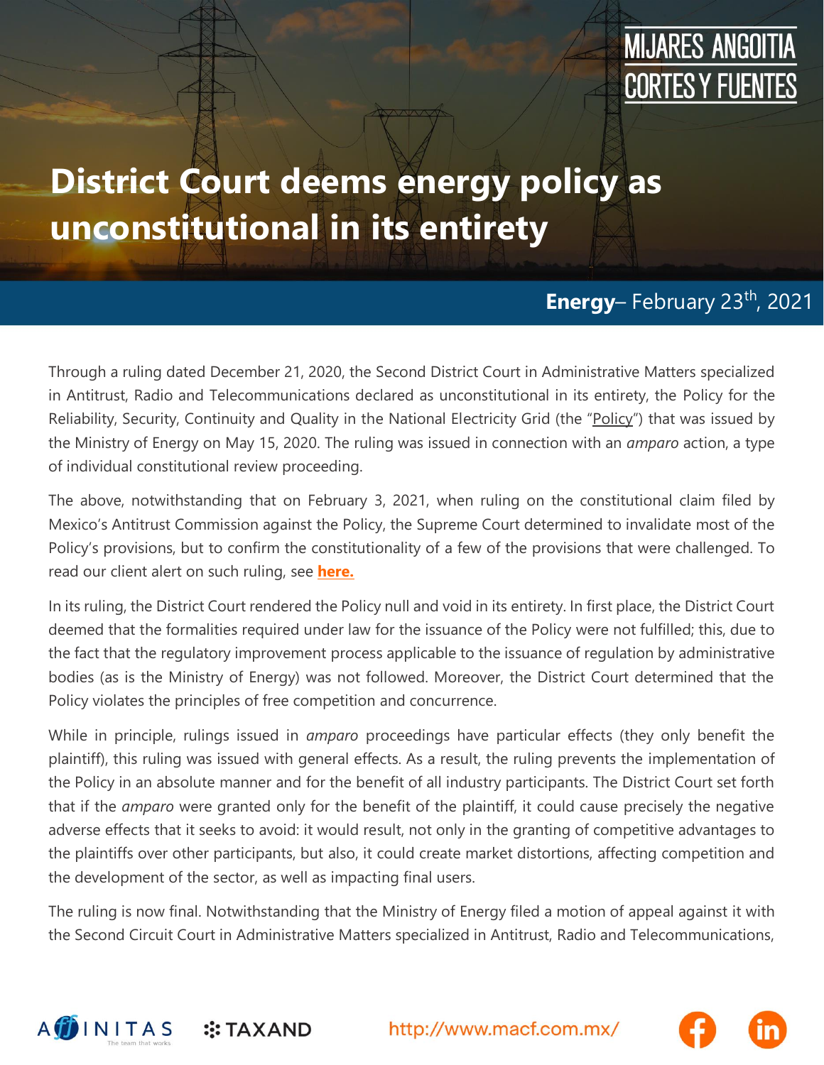MIJARES ANGOITIA CORTES Y FUENTES

# District Court deems energy policy as unconstitutional in its entirety

**Energy**– February 23th, 2021

Through a ruling dated December 21, 2020, the Second District Court in Administrative Matters specialized in Antitrust, Radio and Telecommunications declared as unconstitutional in its entirety, the Policy for the Reliability, Security, Continuity and Quality in the National Electricity Grid (the "Policy") that was issued by the Ministry of Energy on May 15, 2020. The ruling was issued in connection with an *amparo* action, a type of individual constitutional review proceeding.

The above, notwithstanding that on February 3, 2021, when ruling on the constitutional claim filed by Mexico's Antitrust Commission against the Policy, the Supreme Court determined to invalidate most of the Policy's provisions, but to confirm the constitutionality of a few of the provisions that were challenged. To read our client alert on such ruling, see **here.**

In its ruling, the District Court rendered the Policy null and void in its entirety. In first place, the District Court deemed that the formalities required under law for the issuance of the Policy were not fulfilled; this, due to the fact that the regulatory improvement process applicable to the issuance of regulation by administrative bodies (as is the Ministry of Energy) was not followed. Moreover, the District Court determined that the Policy violates the principles of free competition and concurrence.

While in principle, rulings issued in *amparo* proceedings have particular effects (they only benefit the plaintiff), this ruling was issued with general effects. As a result, the ruling prevents the implementation of the Policy in an absolute manner and for the benefit of all industry participants. The District Court set forth that if the *amparo* were granted only for the benefit of the plaintiff, it could cause precisely the negative adverse effects that it seeks to avoid: it would result, not only in the granting of competitive advantages to the plaintiffs over other participants, but also, it could create market distortions, affecting competition and the development of the sector, as well as impacting final users.

The ruling is now final. Notwithstanding that the Ministry of Energy filed a motion of appeal against it with the Second Circuit Court in Administrative Matters specialized in Antitrust, Radio and Telecommunications,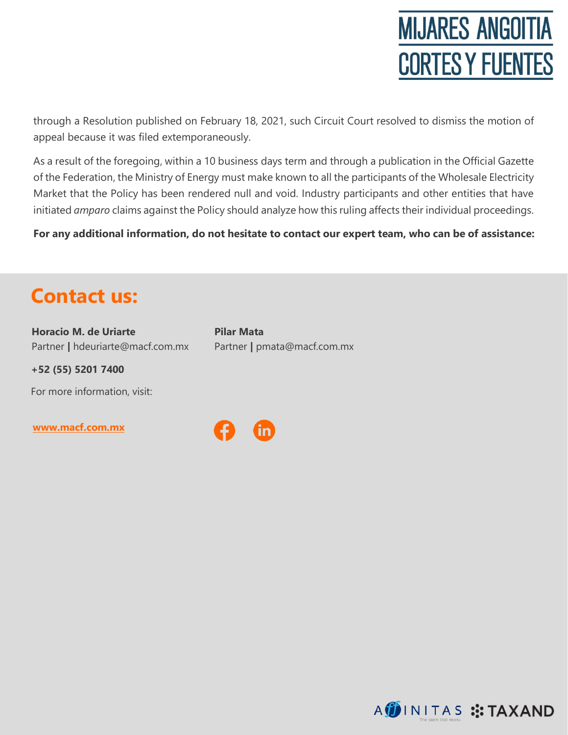through a Resolution published on February 18, 2021, such Circuit Court resolved to dismiss the motion of appeal because it was filed extemporaneously.

As a result of the foregoing, within a 10 business days term and through a publication in the Official Gazette of the Federation, the Ministry of Energy must make known to all the participants of the Wholesale Electricity Market that the Policy has been rendered null and void. Industry participants and other entities that have initiated *amparo* claims against the Policy should analyze how this ruling affects their individual proceedings.

**For any additional information, do not hesitate to contact our expert team, who can be of assistance:**

## Contact us:

**Horacio M. de Uriarte**
Partner **|** hdeuriarte@macf.com.mx

**Pilar Mata**
Partner **|** pmata@macf.com.mx

**+52 (55) 5201 7400**

For more information, visit:

**www.macf.com.mx**